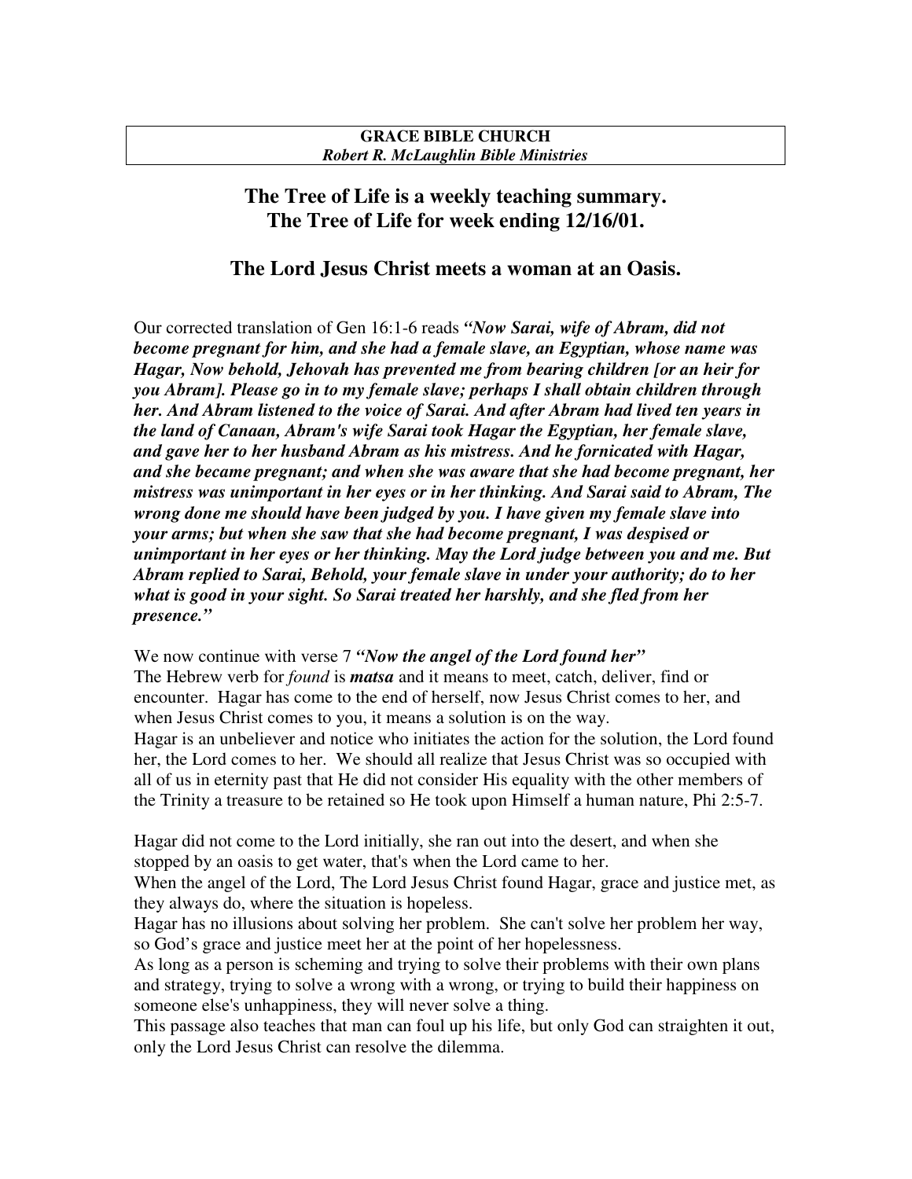**GRACE BIBLE CHURCH**
***Robert R. McLaughlin Bible Ministries***

## The Tree of Life is a weekly teaching summary. The Tree of Life for week ending 12/16/01.

## The Lord Jesus Christ meets a woman at an Oasis.

Our corrected translation of Gen 16:1-6 reads ***"Now Sarai, wife of Abram, did not become pregnant for him, and she had a female slave, an Egyptian, whose name was Hagar, Now behold, Jehovah has prevented me from bearing children [or an heir for you Abram]. Please go in to my female slave; perhaps I shall obtain children through her. And Abram listened to the voice of Sarai. And after Abram had lived ten years in the land of Canaan, Abram's wife Sarai took Hagar the Egyptian, her female slave, and gave her to her husband Abram as his mistress. And he fornicated with Hagar, and she became pregnant; and when she was aware that she had become pregnant, her mistress was unimportant in her eyes or in her thinking. And Sarai said to Abram, The wrong done me should have been judged by you. I have given my female slave into your arms; but when she saw that she had become pregnant, I was despised or unimportant in her eyes or her thinking. May the Lord judge between you and me. But Abram replied to Sarai, Behold, your female slave in under your authority; do to her what is good in your sight. So Sarai treated her harshly, and she fled from her presence."***

We now continue with verse 7 ***"Now the angel of the Lord found her"***
The Hebrew verb for *found* is ***matsa*** and it means to meet, catch, deliver, find or encounter. Hagar has come to the end of herself, now Jesus Christ comes to her, and when Jesus Christ comes to you, it means a solution is on the way.
Hagar is an unbeliever and notice who initiates the action for the solution, the Lord found her, the Lord comes to her. We should all realize that Jesus Christ was so occupied with all of us in eternity past that He did not consider His equality with the other members of the Trinity a treasure to be retained so He took upon Himself a human nature, Phi 2:5-7.

Hagar did not come to the Lord initially, she ran out into the desert, and when she stopped by an oasis to get water, that's when the Lord came to her.
When the angel of the Lord, The Lord Jesus Christ found Hagar, grace and justice met, as they always do, where the situation is hopeless.
Hagar has no illusions about solving her problem. She can't solve her problem her way, so God's grace and justice meet her at the point of her hopelessness.
As long as a person is scheming and trying to solve their problems with their own plans and strategy, trying to solve a wrong with a wrong, or trying to build their happiness on someone else's unhappiness, they will never solve a thing.
This passage also teaches that man can foul up his life, but only God can straighten it out, only the Lord Jesus Christ can resolve the dilemma.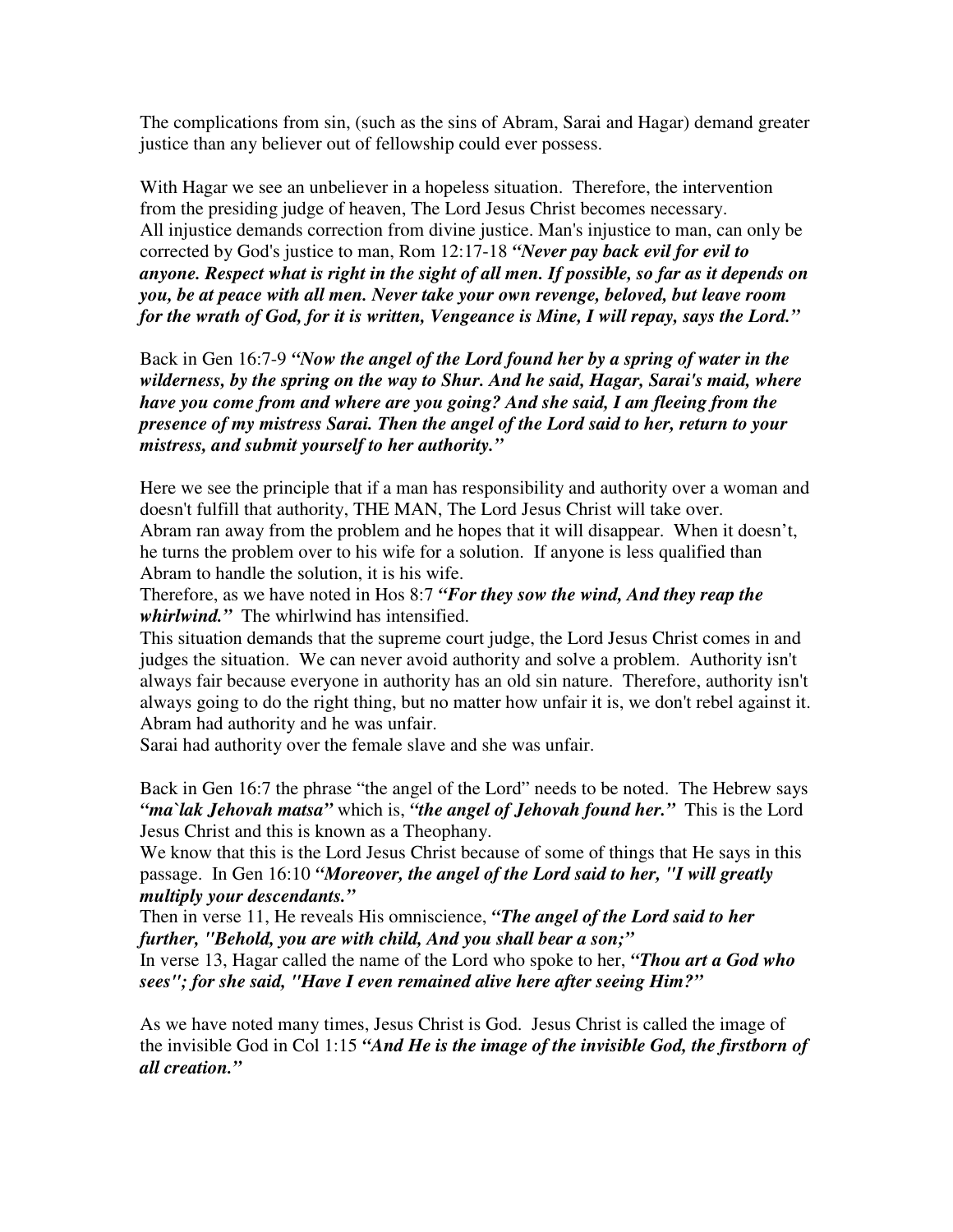The complications from sin, (such as the sins of Abram, Sarai and Hagar) demand greater justice than any believer out of fellowship could ever possess.

With Hagar we see an unbeliever in a hopeless situation. Therefore, the intervention from the presiding judge of heaven, The Lord Jesus Christ becomes necessary.
All injustice demands correction from divine justice. Man's injustice to man, can only be corrected by God's justice to man, Rom 12:17-18 ***"Never pay back evil for evil to anyone. Respect what is right in the sight of all men. If possible, so far as it depends on you, be at peace with all men. Never take your own revenge, beloved, but leave room for the wrath of God, for it is written, Vengeance is Mine, I will repay, says the Lord."***

Back in Gen 16:7-9 ***"Now the angel of the Lord found her by a spring of water in the wilderness, by the spring on the way to Shur. And he said, Hagar, Sarai's maid, where have you come from and where are you going? And she said, I am fleeing from the presence of my mistress Sarai. Then the angel of the Lord said to her, return to your mistress, and submit yourself to her authority."***

Here we see the principle that if a man has responsibility and authority over a woman and doesn't fulfill that authority, THE MAN, The Lord Jesus Christ will take over.
Abram ran away from the problem and he hopes that it will disappear. When it doesn't, he turns the problem over to his wife for a solution. If anyone is less qualified than Abram to handle the solution, it is his wife.
Therefore, as we have noted in Hos 8:7 ***"For they sow the wind, And they reap the whirlwind."*** The whirlwind has intensified.
This situation demands that the supreme court judge, the Lord Jesus Christ comes in and judges the situation. We can never avoid authority and solve a problem. Authority isn't always fair because everyone in authority has an old sin nature. Therefore, authority isn't always going to do the right thing, but no matter how unfair it is, we don't rebel against it.
Abram had authority and he was unfair.
Sarai had authority over the female slave and she was unfair.

Back in Gen 16:7 the phrase "the angel of the Lord" needs to be noted. The Hebrew says ***"ma`lak Jehovah matsa"*** which is, ***"the angel of Jehovah found her."*** This is the Lord Jesus Christ and this is known as a Theophany.
We know that this is the Lord Jesus Christ because of some of things that He says in this passage. In Gen 16:10 ***"Moreover, the angel of the Lord said to her, "I will greatly multiply your descendants."***
Then in verse 11, He reveals His omniscience, ***"The angel of the Lord said to her further, "Behold, you are with child, And you shall bear a son;"***
In verse 13, Hagar called the name of the Lord who spoke to her, ***"Thou art a God who sees"; for she said, "Have I even remained alive here after seeing Him?"***

As we have noted many times, Jesus Christ is God. Jesus Christ is called the image of the invisible God in Col 1:15 ***"And He is the image of the invisible God, the firstborn of all creation."***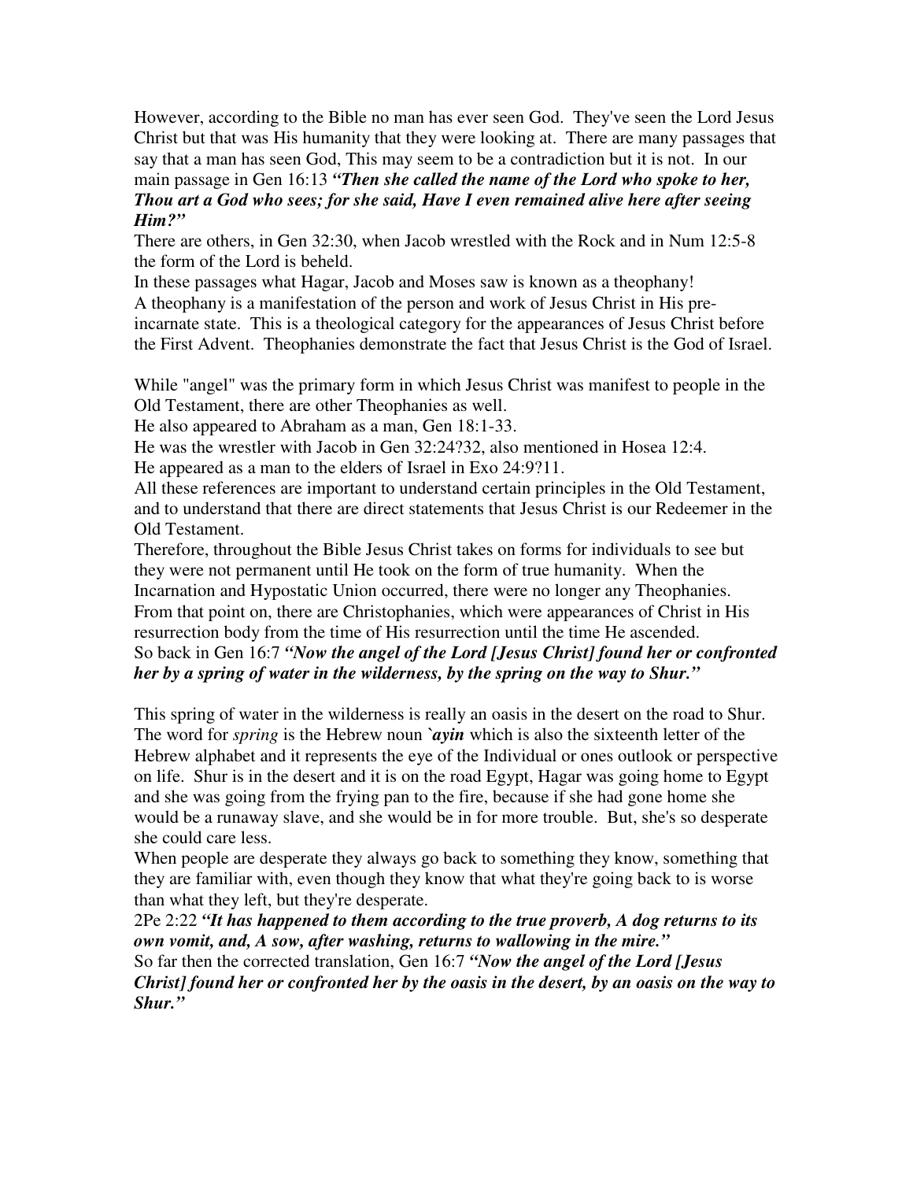However, according to the Bible no man has ever seen God. They've seen the Lord Jesus Christ but that was His humanity that they were looking at. There are many passages that say that a man has seen God, This may seem to be a contradiction but it is not. In our main passage in Gen 16:13 ***"Then she called the name of the Lord who spoke to her, Thou art a God who sees; for she said, Have I even remained alive here after seeing Him?"***

There are others, in Gen 32:30, when Jacob wrestled with the Rock and in Num 12:5-8 the form of the Lord is beheld.

In these passages what Hagar, Jacob and Moses saw is known as a theophany!

A theophany is a manifestation of the person and work of Jesus Christ in His pre-incarnate state. This is a theological category for the appearances of Jesus Christ before the First Advent. Theophanies demonstrate the fact that Jesus Christ is the God of Israel.

While "angel" was the primary form in which Jesus Christ was manifest to people in the Old Testament, there are other Theophanies as well.

He also appeared to Abraham as a man, Gen 18:1-33.

He was the wrestler with Jacob in Gen 32:24?32, also mentioned in Hosea 12:4.

He appeared as a man to the elders of Israel in Exo 24:9?11.

All these references are important to understand certain principles in the Old Testament, and to understand that there are direct statements that Jesus Christ is our Redeemer in the Old Testament.

Therefore, throughout the Bible Jesus Christ takes on forms for individuals to see but they were not permanent until He took on the form of true humanity. When the Incarnation and Hypostatic Union occurred, there were no longer any Theophanies. From that point on, there are Christophanies, which were appearances of Christ in His resurrection body from the time of His resurrection until the time He ascended.

So back in Gen 16:7 ***"Now the angel of the Lord [Jesus Christ] found her or confronted her by a spring of water in the wilderness, by the spring on the way to Shur."***

This spring of water in the wilderness is really an oasis in the desert on the road to Shur. The word for *spring* is the Hebrew noun ***`ayin*** which is also the sixteenth letter of the Hebrew alphabet and it represents the eye of the Individual or ones outlook or perspective on life. Shur is in the desert and it is on the road Egypt, Hagar was going home to Egypt and she was going from the frying pan to the fire, because if she had gone home she would be a runaway slave, and she would be in for more trouble. But, she's so desperate she could care less.

When people are desperate they always go back to something they know, something that they are familiar with, even though they know that what they're going back to is worse than what they left, but they're desperate.

2Pe 2:22 ***"It has happened to them according to the true proverb, A dog returns to its own vomit, and, A sow, after washing, returns to wallowing in the mire."***

So far then the corrected translation, Gen 16:7 ***"Now the angel of the Lord [Jesus Christ] found her or confronted her by the oasis in the desert, by an oasis on the way to Shur."***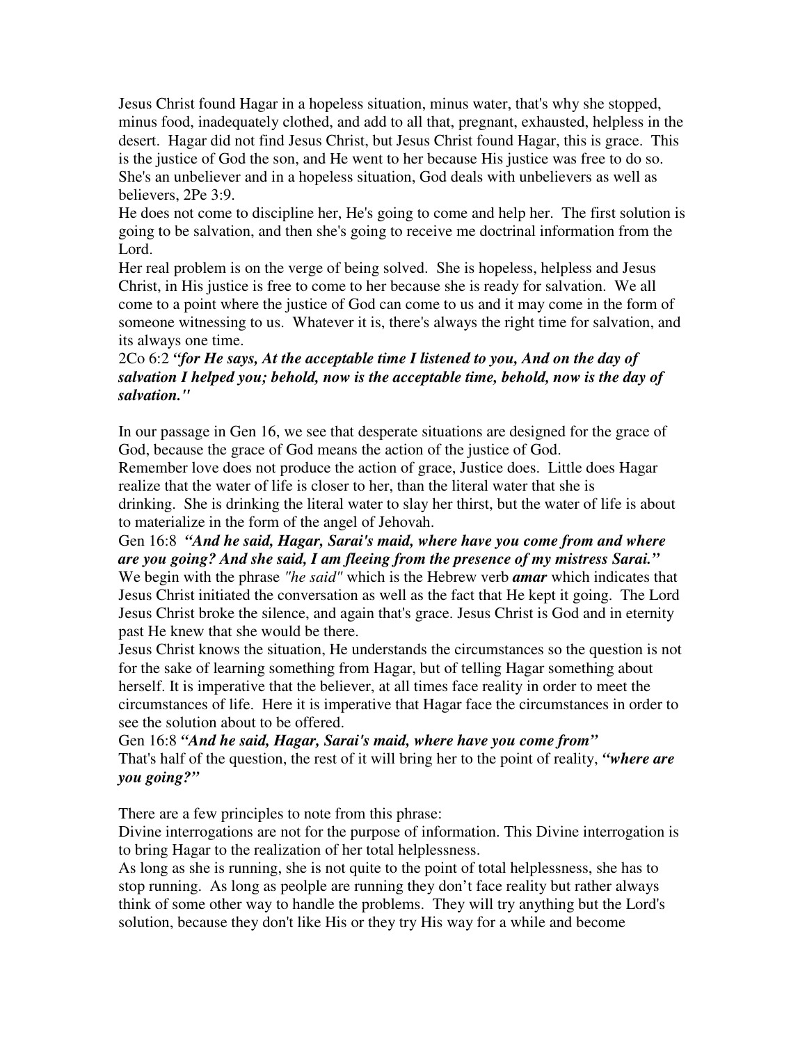Jesus Christ found Hagar in a hopeless situation, minus water, that's why she stopped, minus food, inadequately clothed, and add to all that, pregnant, exhausted, helpless in the desert. Hagar did not find Jesus Christ, but Jesus Christ found Hagar, this is grace. This is the justice of God the son, and He went to her because His justice was free to do so. She's an unbeliever and in a hopeless situation, God deals with unbelievers as well as believers, 2Pe 3:9.

He does not come to discipline her, He's going to come and help her. The first solution is going to be salvation, and then she's going to receive me doctrinal information from the Lord.

Her real problem is on the verge of being solved. She is hopeless, helpless and Jesus Christ, in His justice is free to come to her because she is ready for salvation. We all come to a point where the justice of God can come to us and it may come in the form of someone witnessing to us. Whatever it is, there's always the right time for salvation, and its always one time.

2Co 6:2 ***"for He says, At the acceptable time I listened to you, And on the day of salvation I helped you; behold, now is the acceptable time, behold, now is the day of salvation."***

In our passage in Gen 16, we see that desperate situations are designed for the grace of God, because the grace of God means the action of the justice of God.

Remember love does not produce the action of grace, Justice does. Little does Hagar realize that the water of life is closer to her, than the literal water that she is drinking. She is drinking the literal water to slay her thirst, but the water of life is about to materialize in the form of the angel of Jehovah.

Gen 16:8 ***"And he said, Hagar, Sarai's maid, where have you come from and where are you going? And she said, I am fleeing from the presence of my mistress Sarai."***

We begin with the phrase *"he said"* which is the Hebrew verb ***amar*** which indicates that Jesus Christ initiated the conversation as well as the fact that He kept it going. The Lord Jesus Christ broke the silence, and again that's grace. Jesus Christ is God and in eternity past He knew that she would be there.

Jesus Christ knows the situation, He understands the circumstances so the question is not for the sake of learning something from Hagar, but of telling Hagar something about herself. It is imperative that the believer, at all times face reality in order to meet the circumstances of life. Here it is imperative that Hagar face the circumstances in order to see the solution about to be offered.

Gen 16:8 ***"And he said, Hagar, Sarai's maid, where have you come from"***

That's half of the question, the rest of it will bring her to the point of reality, ***"where are you going?"***

There are a few principles to note from this phrase:

Divine interrogations are not for the purpose of information. This Divine interrogation is to bring Hagar to the realization of her total helplessness.

As long as she is running, she is not quite to the point of total helplessness, she has to stop running. As long as peolple are running they don't face reality but rather always think of some other way to handle the problems. They will try anything but the Lord's solution, because they don't like His or they try His way for a while and become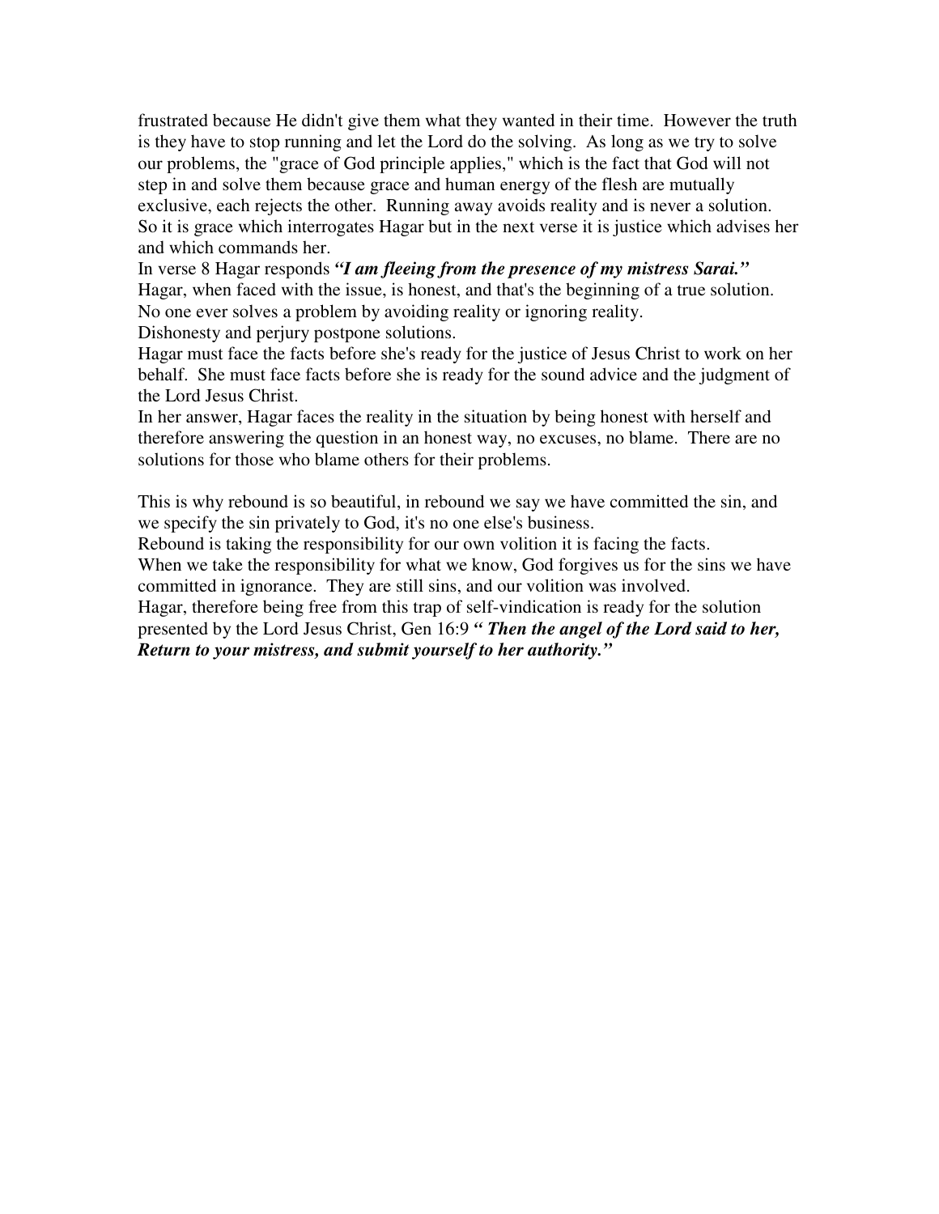frustrated because He didn't give them what they wanted in their time. However the truth is they have to stop running and let the Lord do the solving. As long as we try to solve our problems, the "grace of God principle applies," which is the fact that God will not step in and solve them because grace and human energy of the flesh are mutually exclusive, each rejects the other. Running away avoids reality and is never a solution. So it is grace which interrogates Hagar but in the next verse it is justice which advises her and which commands her.

In verse 8 Hagar responds ***"I am fleeing from the presence of my mistress Sarai."***

Hagar, when faced with the issue, is honest, and that's the beginning of a true solution. No one ever solves a problem by avoiding reality or ignoring reality.

Dishonesty and perjury postpone solutions.

Hagar must face the facts before she's ready for the justice of Jesus Christ to work on her behalf. She must face facts before she is ready for the sound advice and the judgment of the Lord Jesus Christ.

In her answer, Hagar faces the reality in the situation by being honest with herself and therefore answering the question in an honest way, no excuses, no blame. There are no solutions for those who blame others for their problems.

This is why rebound is so beautiful, in rebound we say we have committed the sin, and we specify the sin privately to God, it's no one else's business.

Rebound is taking the responsibility for our own volition it is facing the facts.

When we take the responsibility for what we know, God forgives us for the sins we have committed in ignorance. They are still sins, and our volition was involved.

Hagar, therefore being free from this trap of self-vindication is ready for the solution presented by the Lord Jesus Christ, Gen 16:9 ***" Then the angel of the Lord said to her, Return to your mistress, and submit yourself to her authority."***